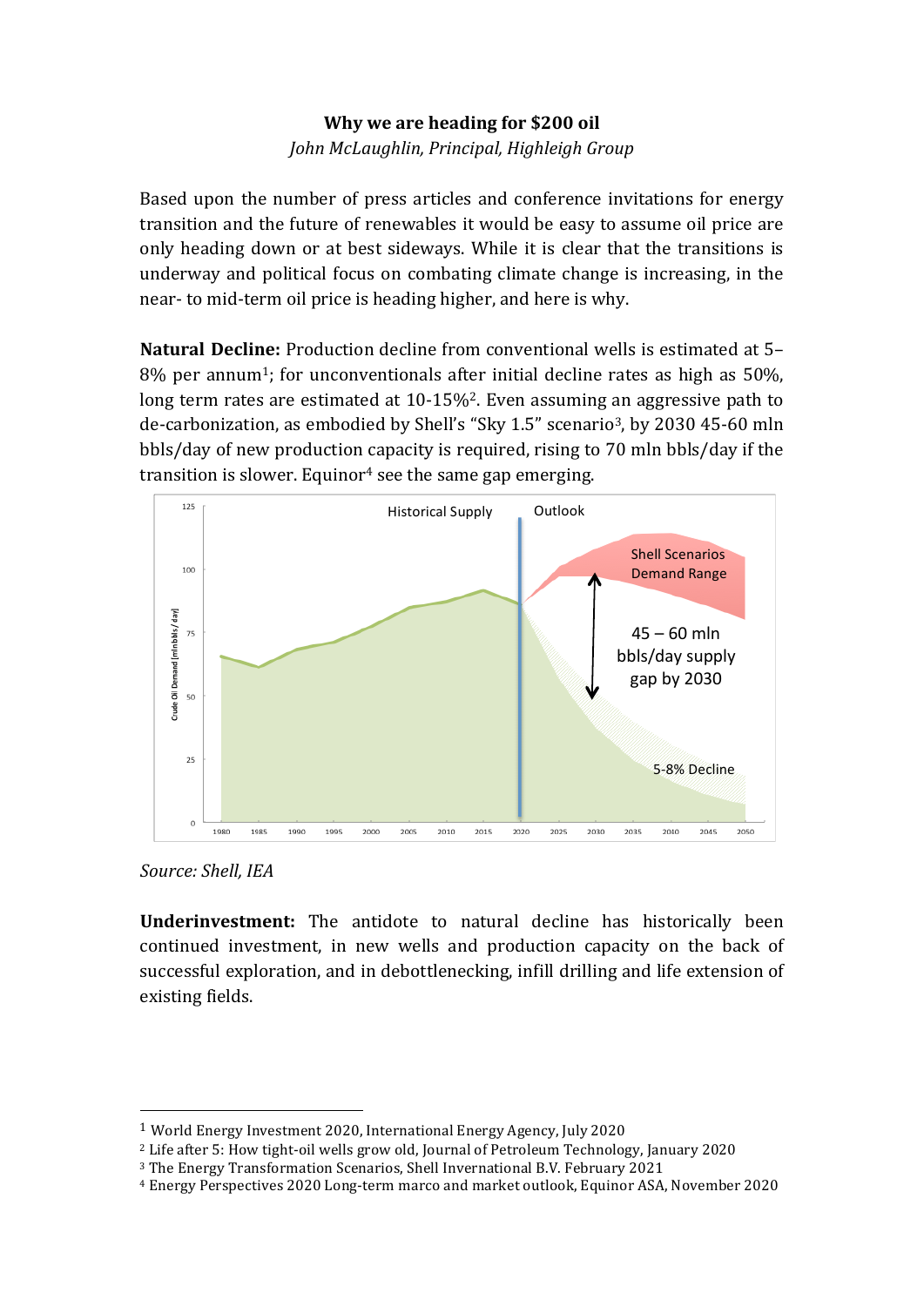**Why we are heading for $200 oil**

*John McLaughlin, Principal, Highleigh Group*

Based upon the number of press articles and conference invitations for energy transition and the future of renewables it would be easy to assume oil price are only heading down or at best sideways. While it is clear that the transitions is underway and political focus on combating climate change is increasing, in the near- to mid-term oil price is heading higher, and here is why.

**Natural Decline:** Production decline from conventional wells is estimated at 5–8% per annum[1]; for unconventionals after initial decline rates as high as 50%, long term rates are estimated at 10-15%[2]. Even assuming an aggressive path to de-carbonization, as embodied by Shell's "Sky 1.5" scenario[3], by 2030 45-60 mln bbls/day of new production capacity is required, rising to 70 mln bbls/day if the transition is slower. Equinor[4] see the same gap emerging.

*Source: Shell, IEA*

**Underinvestment:** The antidote to natural decline has historically been continued investment, in new wells and production capacity on the back of successful exploration, and in debottlenecking, infill drilling and life extension of existing fields.

---

[1] World Energy Investment 2020, International Energy Agency, July 2020

[2] Life after 5: How tight-oil wells grow old, Journal of Petroleum Technology, January 2020

[3] The Energy Transformation Scenarios, Shell Invernational B.V. February 2021

[4] Energy Perspectives 2020 Long-term marco and market outlook, Equinor ASA, November 2020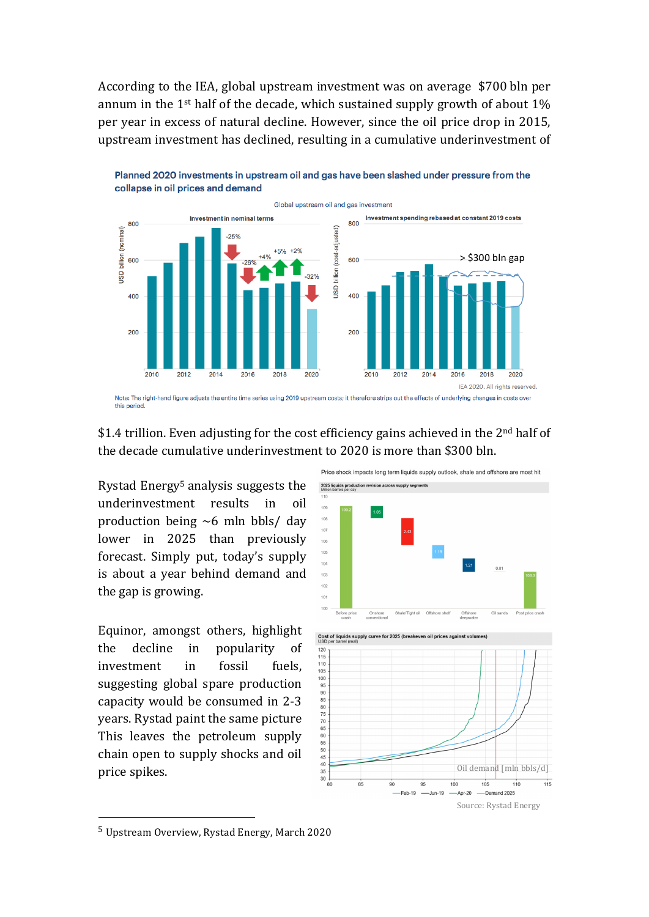According to the IEA, global upstream investment was on average $700 bln per annum in the 1st half of the decade, which sustained supply growth of about 1% per year in excess of natural decline. However, since the oil price drop in 2015, upstream investment has declined, resulting in a cumulative underinvestment of $1.4 trillion. Even adjusting for the cost efficiency gains achieved in the 2nd half of the decade cumulative underinvestment to 2020 is more than $300 bln.

Planned 2020 investments in upstream oil and gas have been slashed under pressure from the collapse in oil prices and demand

Note: The right-hand figure adjusts the entire time series using 2019 upstream costs; it therefore strips out the effects of underlying changes in costs over this period.

Rystad Energy[5] analysis suggests the underinvestment results in oil production being ~6 mln bbls/ day lower in 2025 than previously forecast. Simply put, today's supply is about a year behind demand and the gap is growing.

Equinor, amongst others, highlight the decline in popularity of investment in fossil fuels, suggesting global spare production capacity would be consumed in 2-3 years. Rystad paint the same picture This leaves the petroleum supply chain open to supply shocks and oil price spikes.

Source: Rystad Energy

[5] Upstream Overview, Rystad Energy, March 2020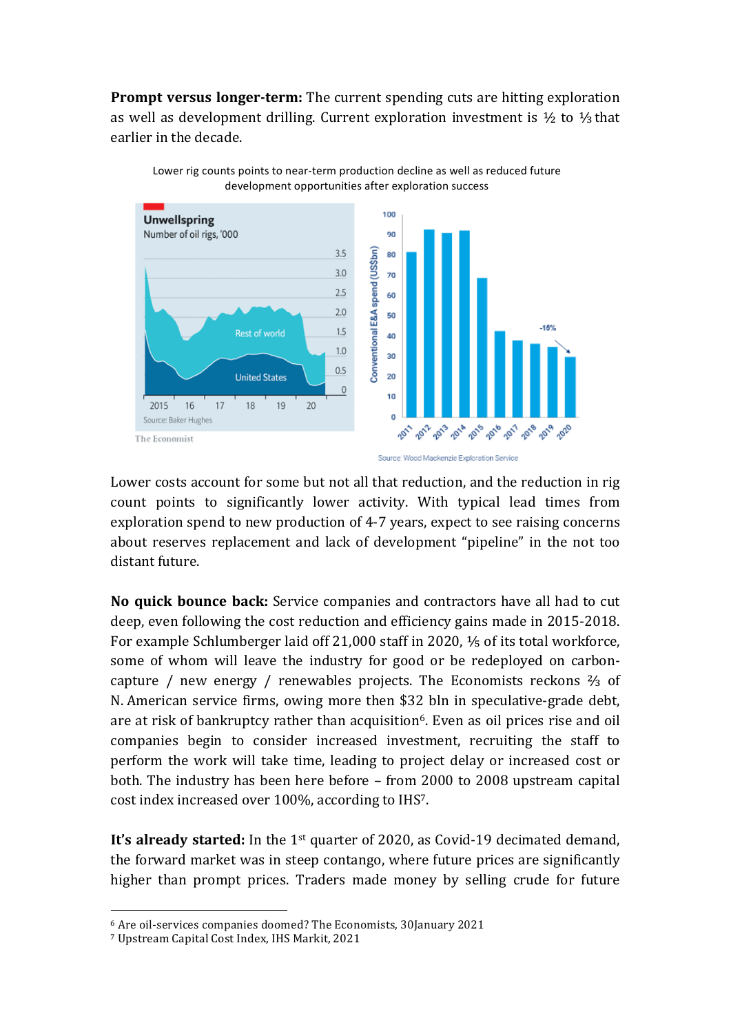**Prompt versus longer-term:** The current spending cuts are hitting exploration as well as development drilling. Current exploration investment is ½ to ⅓ that earlier in the decade.

Lower rig counts points to near-term production decline as well as reduced future development opportunities after exploration success

Lower costs account for some but not all that reduction, and the reduction in rig count points to significantly lower activity. With typical lead times from exploration spend to new production of 4-7 years, expect to see raising concerns about reserves replacement and lack of development "pipeline" in the not too distant future.

**No quick bounce back:** Service companies and contractors have all had to cut deep, even following the cost reduction and efficiency gains made in 2015-2018. For example Schlumberger laid off 21,000 staff in 2020, ⅕ of its total workforce, some of whom will leave the industry for good or be redeployed on carbon-capture / new energy / renewables projects. The Economists reckons ⅔ of N. American service firms, owing more then $32 bln in speculative-grade debt, are at risk of bankruptcy rather than acquisition[6]. Even as oil prices rise and oil companies begin to consider increased investment, recruiting the staff to perform the work will take time, leading to project delay or increased cost or both. The industry has been here before – from 2000 to 2008 upstream capital cost index increased over 100%, according to IHS[7].

**It's already started:** In the 1st quarter of 2020, as Covid-19 decimated demand, the forward market was in steep contango, where future prices are significantly higher than prompt prices. Traders made money by selling crude for future

---

[6] Are oil-services companies doomed? The Economists, 30January 2021

[7] Upstream Capital Cost Index, IHS Markit, 2021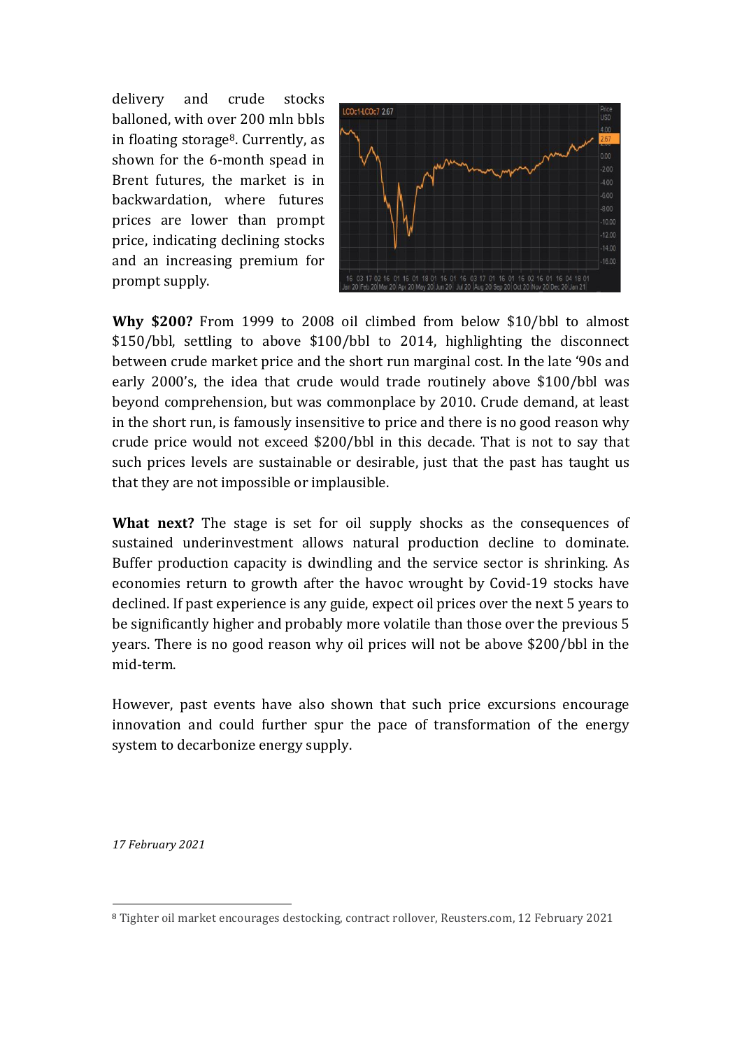delivery and crude stocks balloned, with over 200 mln bbls in floating storage[8]. Currently, as shown for the 6-month spead in Brent futures, the market is in backwardation, where futures prices are lower than prompt price, indicating declining stocks and an increasing premium for prompt supply.

**Why $200?** From 1999 to 2008 oil climbed from below $10/bbl to almost $150/bbl, settling to above $100/bbl to 2014, highlighting the disconnect between crude market price and the short run marginal cost. In the late '90s and early 2000's, the idea that crude would trade routinely above $100/bbl was beyond comprehension, but was commonplace by 2010. Crude demand, at least in the short run, is famously insensitive to price and there is no good reason why crude price would not exceed $200/bbl in this decade. That is not to say that such prices levels are sustainable or desirable, just that the past has taught us that they are not impossible or implausible.

**What next?** The stage is set for oil supply shocks as the consequences of sustained underinvestment allows natural production decline to dominate. Buffer production capacity is dwindling and the service sector is shrinking. As economies return to growth after the havoc wrought by Covid-19 stocks have declined. If past experience is any guide, expect oil prices over the next 5 years to be significantly higher and probably more volatile than those over the previous 5 years. There is no good reason why oil prices will not be above $200/bbl in the mid-term.

However, past events have also shown that such price excursions encourage innovation and could further spur the pace of transformation of the energy system to decarbonize energy supply.

*17 February 2021*

---

[8] Tighter oil market encourages destocking, contract rollover, Reusters.com, 12 February 2021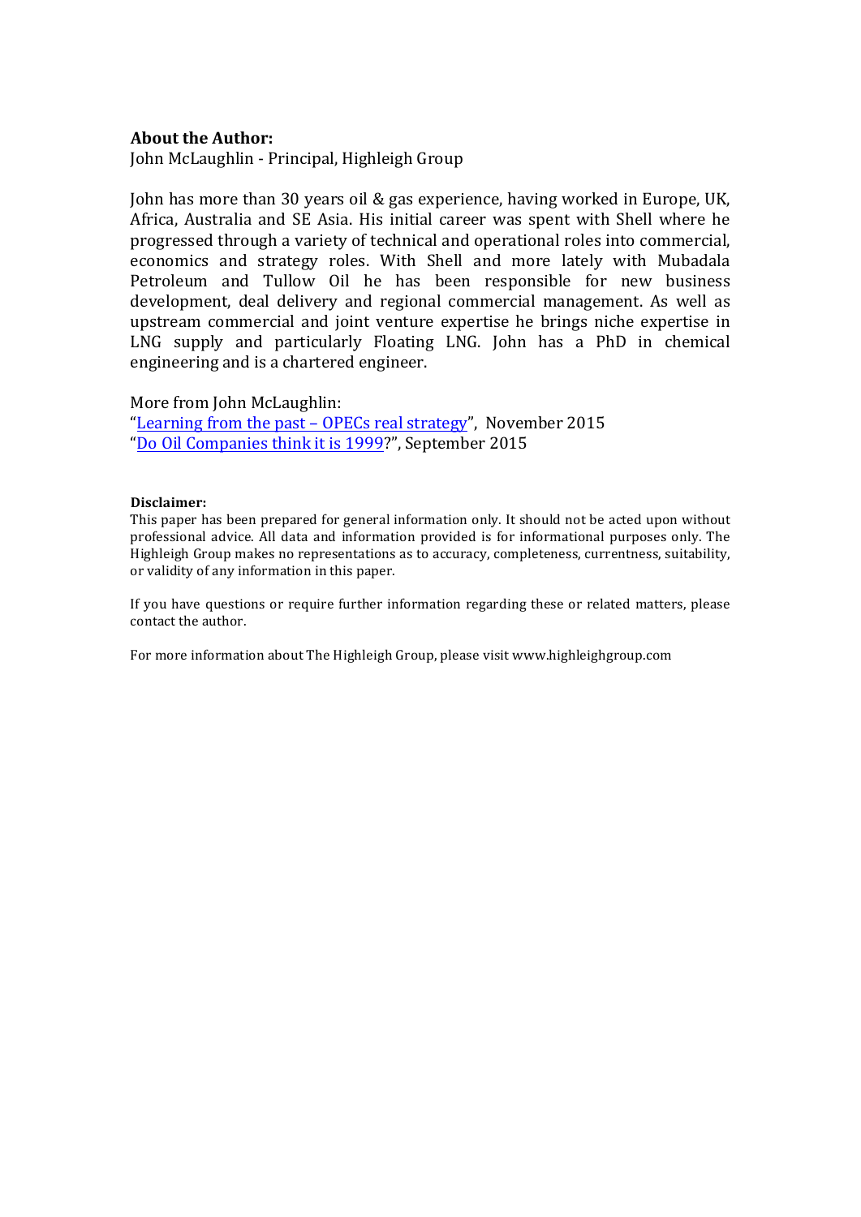**About the Author:**
John McLaughlin - Principal, Highleigh Group

John has more than 30 years oil & gas experience, having worked in Europe, UK, Africa, Australia and SE Asia. His initial career was spent with Shell where he progressed through a variety of technical and operational roles into commercial, economics and strategy roles. With Shell and more lately with Mubadala Petroleum and Tullow Oil he has been responsible for new business development, deal delivery and regional commercial management. As well as upstream commercial and joint venture expertise he brings niche expertise in LNG supply and particularly Floating LNG. John has a PhD in chemical engineering and is a chartered engineer.

More from John McLaughlin:
"Learning from the past – OPECs real strategy", November 2015
"Do Oil Companies think it is 1999?", September 2015

**Disclaimer:**
This paper has been prepared for general information only. It should not be acted upon without professional advice. All data and information provided is for informational purposes only. The Highleigh Group makes no representations as to accuracy, completeness, currentness, suitability, or validity of any information in this paper.

If you have questions or require further information regarding these or related matters, please contact the author.

For more information about The Highleigh Group, please visit www.highleighgroup.com